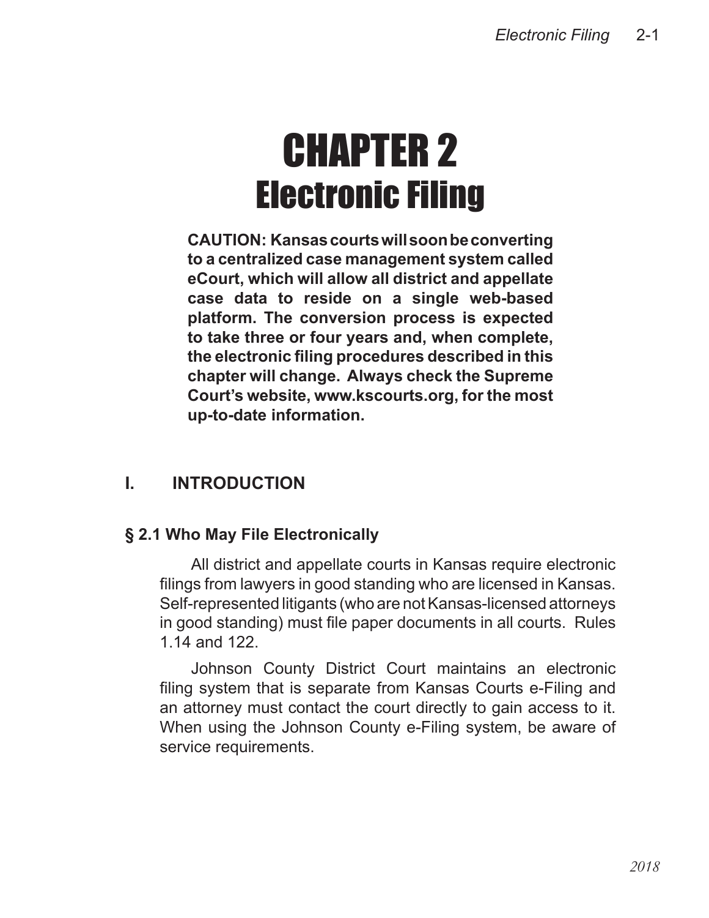# CHAPTER 2
# Electronic Filing

**CAUTION: Kansas courts will soon be converting to a centralized case management system called eCourt, which will allow all district and appellate case data to reside on a single web-based platform. The conversion process is expected to take three or four years and, when complete, the electronic filing procedures described in this chapter will change. Always check the Supreme Court's website, www.kscourts.org, for the most up-to-date information.**

## I. INTRODUCTION

### § 2.1 Who May File Electronically

All district and appellate courts in Kansas require electronic filings from lawyers in good standing who are licensed in Kansas. Self-represented litigants (who are not Kansas-licensed attorneys in good standing) must file paper documents in all courts. Rules 1.14 and 122.

Johnson County District Court maintains an electronic filing system that is separate from Kansas Courts e-Filing and an attorney must contact the court directly to gain access to it. When using the Johnson County e-Filing system, be aware of service requirements.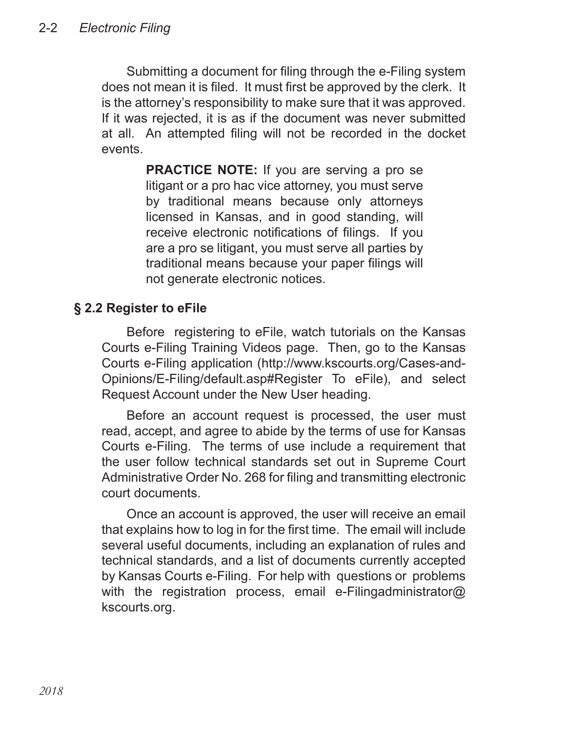Submitting a document for filing through the e-Filing system does not mean it is filed. It must first be approved by the clerk. It is the attorney's responsibility to make sure that it was approved. If it was rejected, it is as if the document was never submitted at all. An attempted filing will not be recorded in the docket events.

> **PRACTICE NOTE:** If you are serving a pro se litigant or a pro hac vice attorney, you must serve by traditional means because only attorneys licensed in Kansas, and in good standing, will receive electronic notifications of filings. If you are a pro se litigant, you must serve all parties by traditional means because your paper filings will not generate electronic notices.

## § 2.2 Register to eFile

Before registering to eFile, watch tutorials on the Kansas Courts e-Filing Training Videos page. Then, go to the Kansas Courts e-Filing application (http://www.kscourts.org/Cases-and-Opinions/E-Filing/default.asp#Register To eFile), and select Request Account under the New User heading.

Before an account request is processed, the user must read, accept, and agree to abide by the terms of use for Kansas Courts e-Filing. The terms of use include a requirement that the user follow technical standards set out in Supreme Court Administrative Order No. 268 for filing and transmitting electronic court documents.

Once an account is approved, the user will receive an email that explains how to log in for the first time. The email will include several useful documents, including an explanation of rules and technical standards, and a list of documents currently accepted by Kansas Courts e-Filing. For help with questions or problems with the registration process, email e-Filingadministrator@kscourts.org.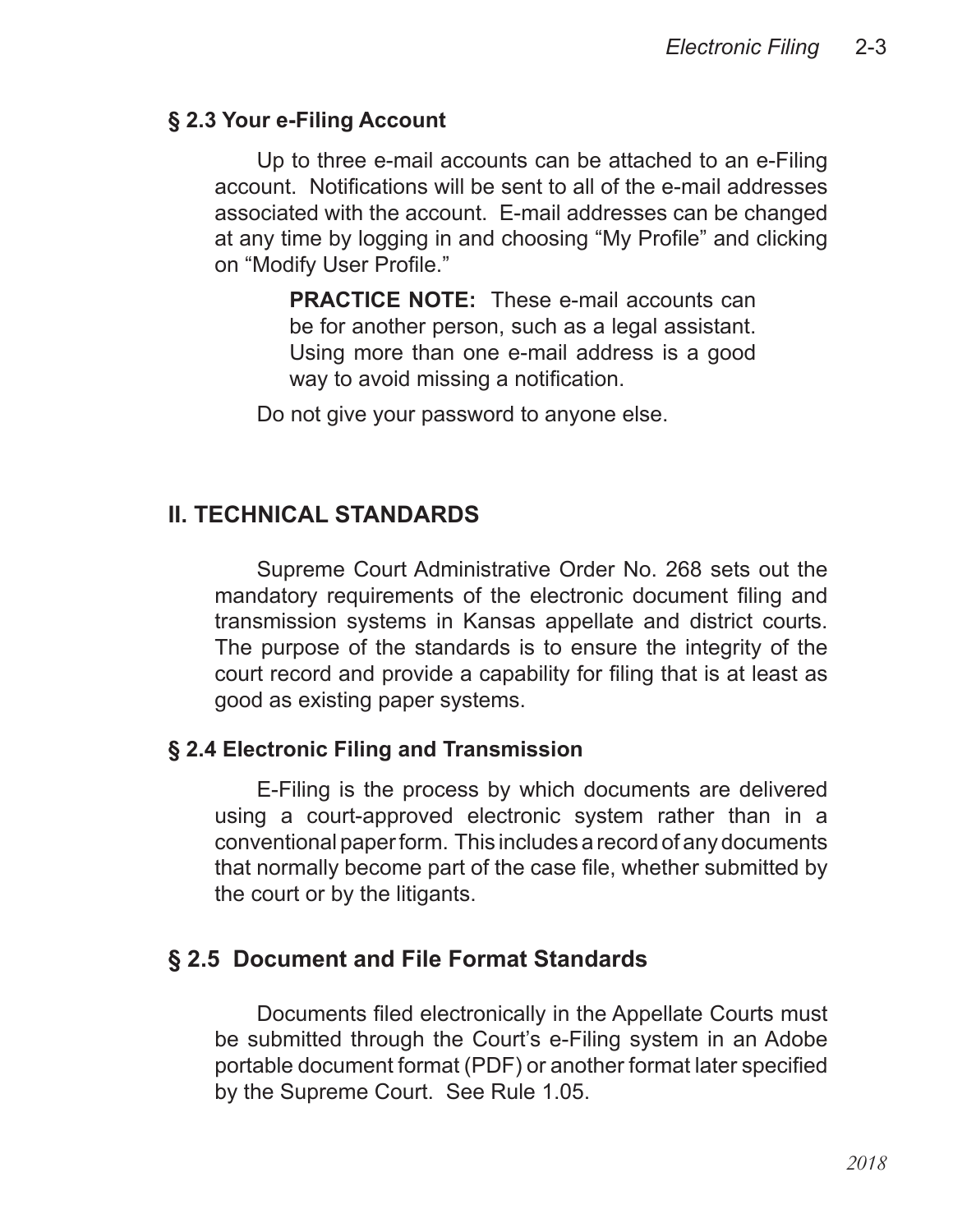### § 2.3 Your e-Filing Account

Up to three e-mail accounts can be attached to an e-Filing account. Notifications will be sent to all of the e-mail addresses associated with the account. E-mail addresses can be changed at any time by logging in and choosing "My Profile" and clicking on "Modify User Profile."

> **PRACTICE NOTE:** These e-mail accounts can be for another person, such as a legal assistant. Using more than one e-mail address is a good way to avoid missing a notification.

Do not give your password to anyone else.

## II. TECHNICAL STANDARDS

Supreme Court Administrative Order No. 268 sets out the mandatory requirements of the electronic document filing and transmission systems in Kansas appellate and district courts. The purpose of the standards is to ensure the integrity of the court record and provide a capability for filing that is at least as good as existing paper systems.

### § 2.4 Electronic Filing and Transmission

E-Filing is the process by which documents are delivered using a court-approved electronic system rather than in a conventional paper form. This includes a record of any documents that normally become part of the case file, whether submitted by the court or by the litigants.

### § 2.5 Document and File Format Standards

Documents filed electronically in the Appellate Courts must be submitted through the Court's e-Filing system in an Adobe portable document format (PDF) or another format later specified by the Supreme Court. See Rule 1.05.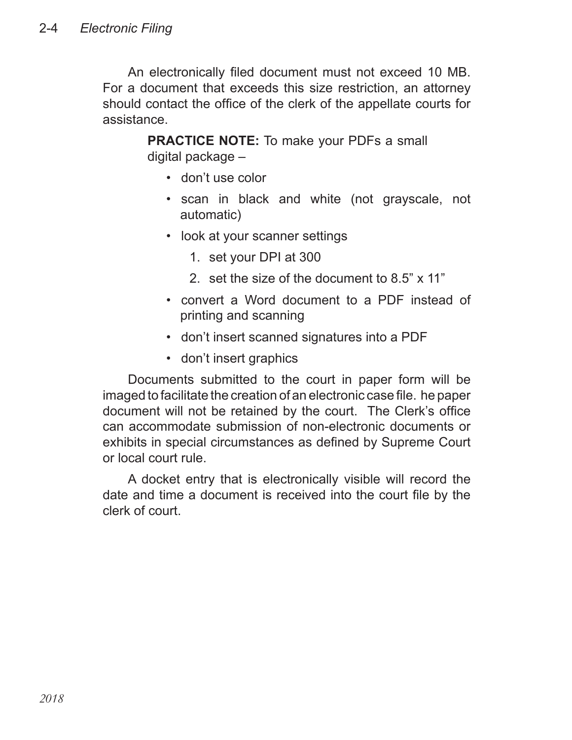An electronically filed document must not exceed 10 MB. For a document that exceeds this size restriction, an attorney should contact the office of the clerk of the appellate courts for assistance.

> **PRACTICE NOTE:** To make your PDFs a small digital package –
>
> - don't use color
> - scan in black and white (not grayscale, not automatic)
> - look at your scanner settings
>   1. set your DPI at 300
>   2. set the size of the document to 8.5" x 11"
> - convert a Word document to a PDF instead of printing and scanning
> - don't insert scanned signatures into a PDF
> - don't insert graphics

Documents submitted to the court in paper form will be imaged to facilitate the creation of an electronic case file. he paper document will not be retained by the court. The Clerk's office can accommodate submission of non-electronic documents or exhibits in special circumstances as defined by Supreme Court or local court rule.

A docket entry that is electronically visible will record the date and time a document is received into the court file by the clerk of court.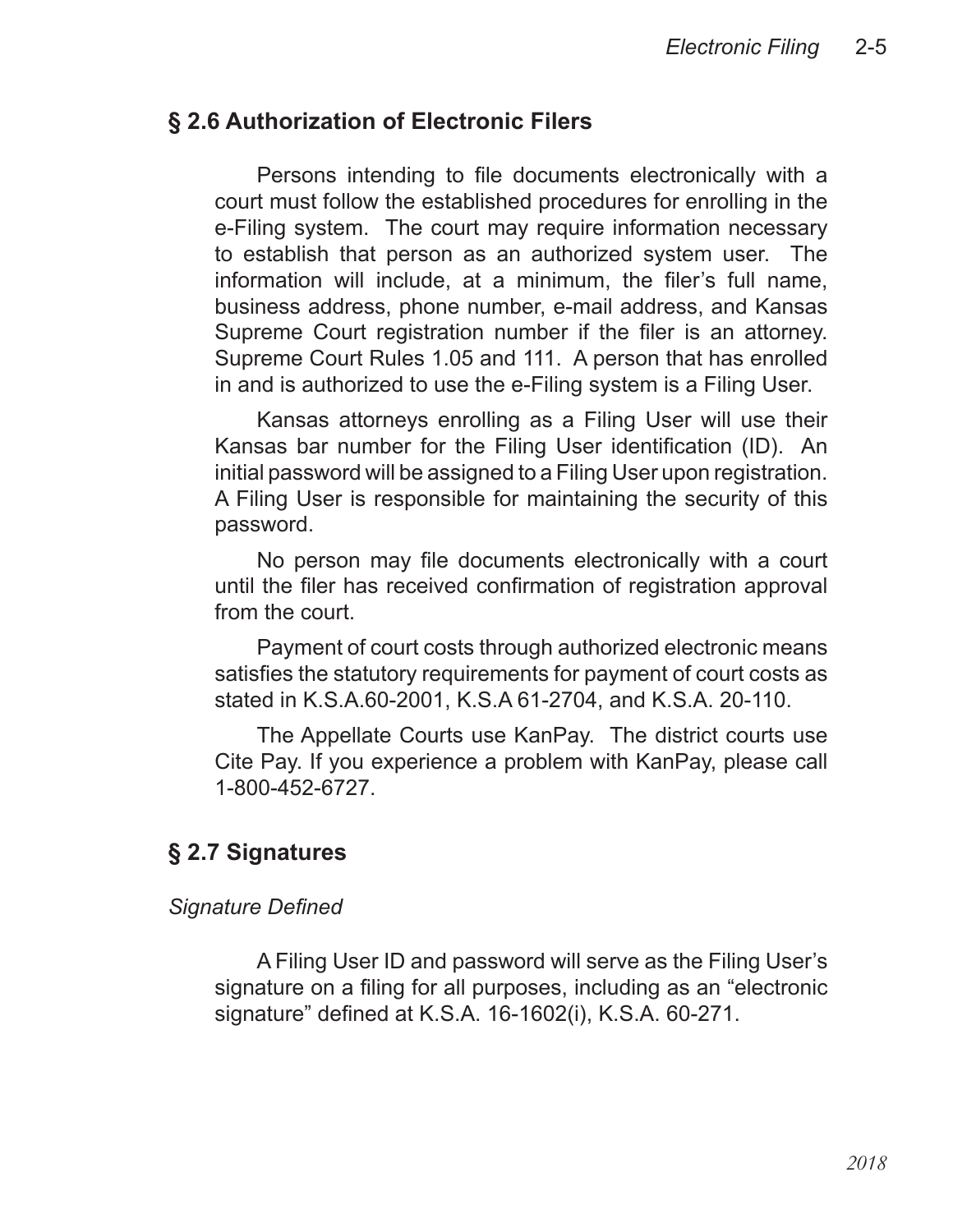## § 2.6 Authorization of Electronic Filers

Persons intending to file documents electronically with a court must follow the established procedures for enrolling in the e-Filing system. The court may require information necessary to establish that person as an authorized system user. The information will include, at a minimum, the filer's full name, business address, phone number, e-mail address, and Kansas Supreme Court registration number if the filer is an attorney. Supreme Court Rules 1.05 and 111. A person that has enrolled in and is authorized to use the e-Filing system is a Filing User.

Kansas attorneys enrolling as a Filing User will use their Kansas bar number for the Filing User identification (ID). An initial password will be assigned to a Filing User upon registration. A Filing User is responsible for maintaining the security of this password.

No person may file documents electronically with a court until the filer has received confirmation of registration approval from the court.

Payment of court costs through authorized electronic means satisfies the statutory requirements for payment of court costs as stated in K.S.A.60-2001, K.S.A 61-2704, and K.S.A. 20-110.

The Appellate Courts use KanPay. The district courts use Cite Pay. If you experience a problem with KanPay, please call 1-800-452-6727.

## § 2.7 Signatures

*Signature Defined*

A Filing User ID and password will serve as the Filing User's signature on a filing for all purposes, including as an "electronic signature" defined at K.S.A. 16-1602(i), K.S.A. 60-271.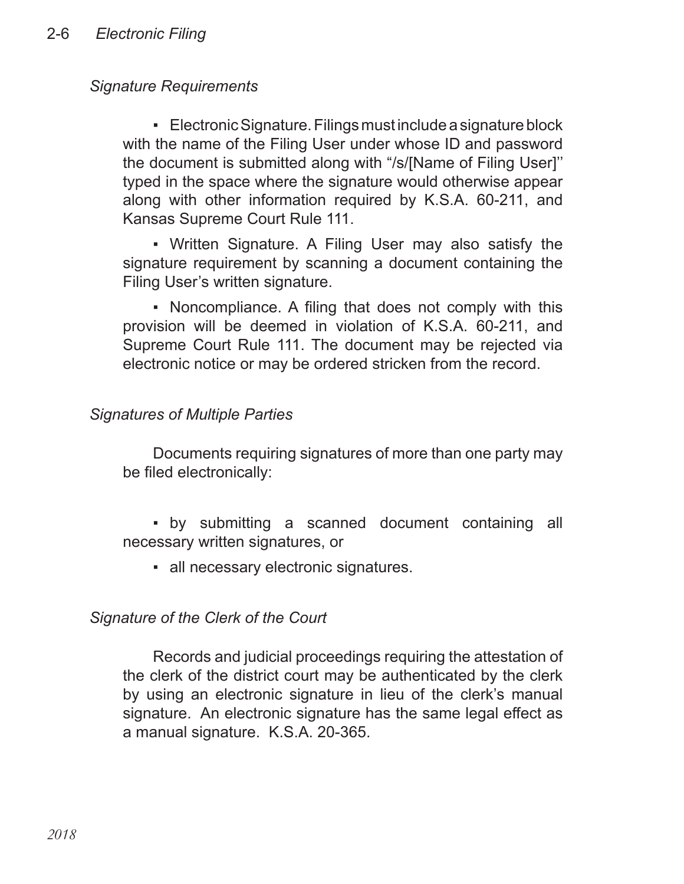### *Signature Requirements*

- Electronic Signature. Filings must include a signature block with the name of the Filing User under whose ID and password the document is submitted along with "/s/[Name of Filing User]" typed in the space where the signature would otherwise appear along with other information required by K.S.A. 60-211, and Kansas Supreme Court Rule 111.

- Written Signature. A Filing User may also satisfy the signature requirement by scanning a document containing the Filing User's written signature.

- Noncompliance. A filing that does not comply with this provision will be deemed in violation of K.S.A. 60-211, and Supreme Court Rule 111. The document may be rejected via electronic notice or may be ordered stricken from the record.

### *Signatures of Multiple Parties*

Documents requiring signatures of more than one party may be filed electronically:

- by submitting a scanned document containing all necessary written signatures, or

- all necessary electronic signatures.

### *Signature of the Clerk of the Court*

Records and judicial proceedings requiring the attestation of the clerk of the district court may be authenticated by the clerk by using an electronic signature in lieu of the clerk's manual signature. An electronic signature has the same legal effect as a manual signature. K.S.A. 20-365.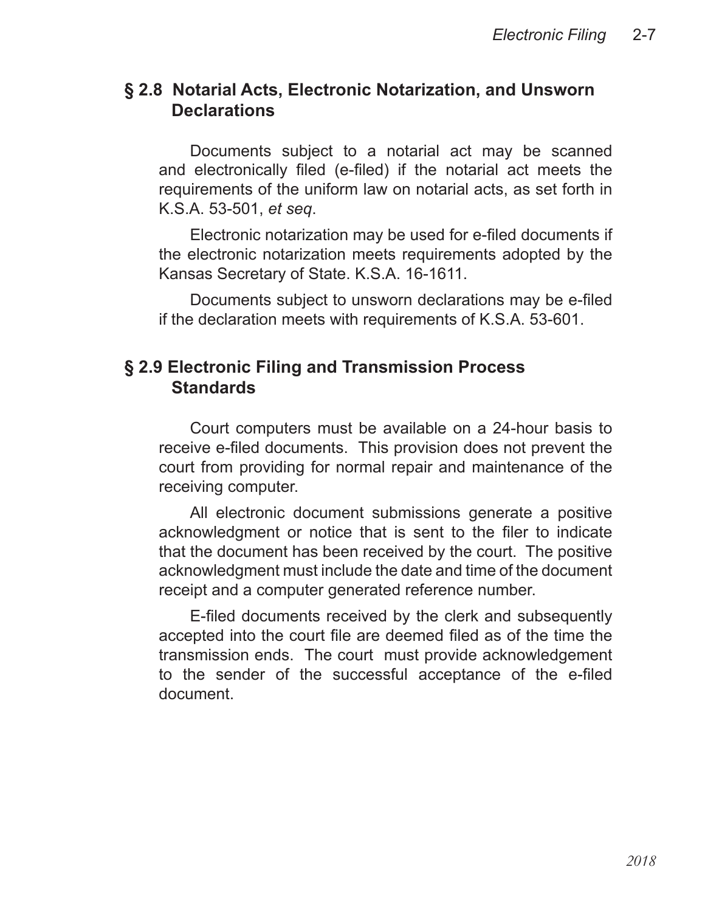## § 2.8 Notarial Acts, Electronic Notarization, and Unsworn Declarations

Documents subject to a notarial act may be scanned and electronically filed (e-filed) if the notarial act meets the requirements of the uniform law on notarial acts, as set forth in K.S.A. 53-501, *et seq*.

Electronic notarization may be used for e-filed documents if the electronic notarization meets requirements adopted by the Kansas Secretary of State. K.S.A. 16-1611.

Documents subject to unsworn declarations may be e-filed if the declaration meets with requirements of K.S.A. 53-601.

## § 2.9 Electronic Filing and Transmission Process Standards

Court computers must be available on a 24-hour basis to receive e-filed documents. This provision does not prevent the court from providing for normal repair and maintenance of the receiving computer.

All electronic document submissions generate a positive acknowledgment or notice that is sent to the filer to indicate that the document has been received by the court. The positive acknowledgment must include the date and time of the document receipt and a computer generated reference number.

E-filed documents received by the clerk and subsequently accepted into the court file are deemed filed as of the time the transmission ends. The court must provide acknowledgement to the sender of the successful acceptance of the e-filed document.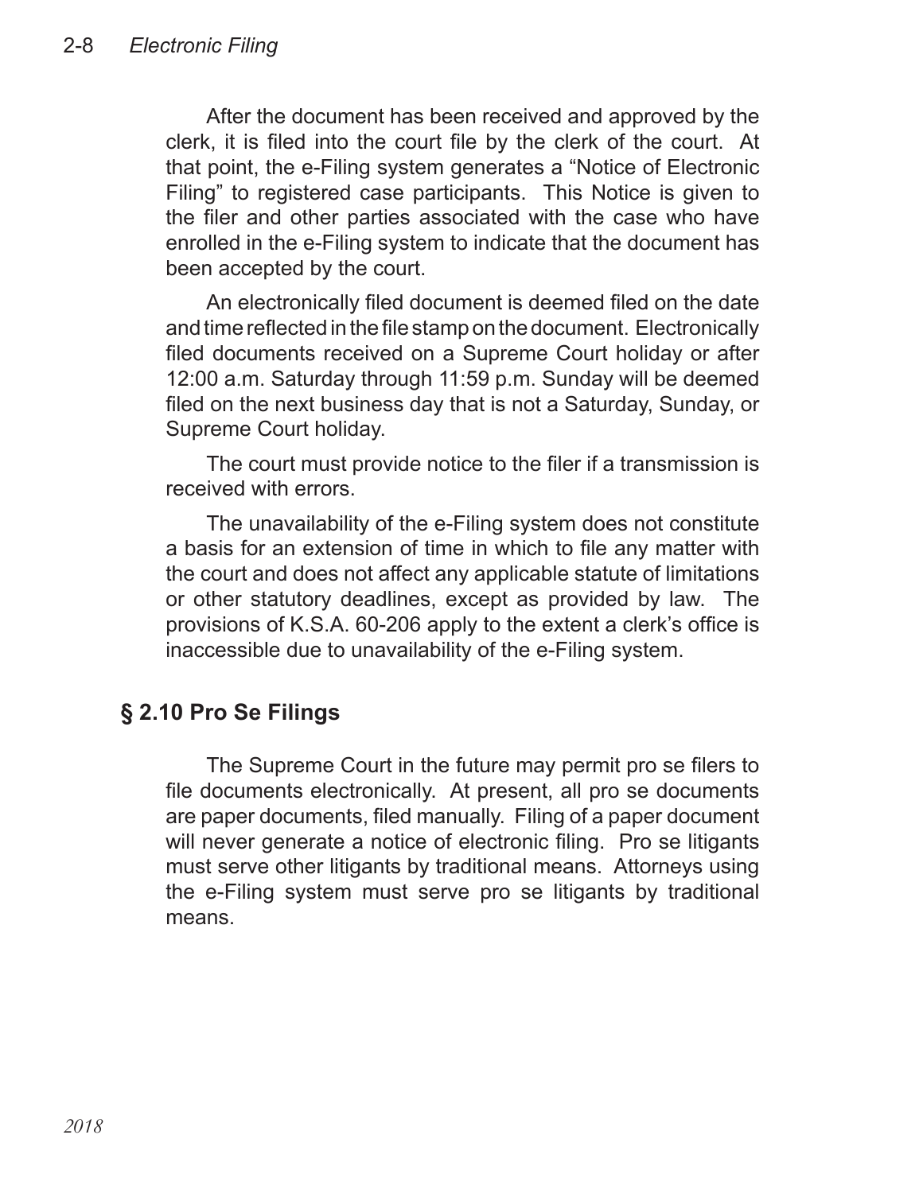After the document has been received and approved by the clerk, it is filed into the court file by the clerk of the court. At that point, the e-Filing system generates a "Notice of Electronic Filing" to registered case participants. This Notice is given to the filer and other parties associated with the case who have enrolled in the e-Filing system to indicate that the document has been accepted by the court.

An electronically filed document is deemed filed on the date and time reflected in the file stamp on the document. Electronically filed documents received on a Supreme Court holiday or after 12:00 a.m. Saturday through 11:59 p.m. Sunday will be deemed filed on the next business day that is not a Saturday, Sunday, or Supreme Court holiday.

The court must provide notice to the filer if a transmission is received with errors.

The unavailability of the e-Filing system does not constitute a basis for an extension of time in which to file any matter with the court and does not affect any applicable statute of limitations or other statutory deadlines, except as provided by law. The provisions of K.S.A. 60-206 apply to the extent a clerk's office is inaccessible due to unavailability of the e-Filing system.

## § 2.10 Pro Se Filings

The Supreme Court in the future may permit pro se filers to file documents electronically. At present, all pro se documents are paper documents, filed manually. Filing of a paper document will never generate a notice of electronic filing. Pro se litigants must serve other litigants by traditional means. Attorneys using the e-Filing system must serve pro se litigants by traditional means.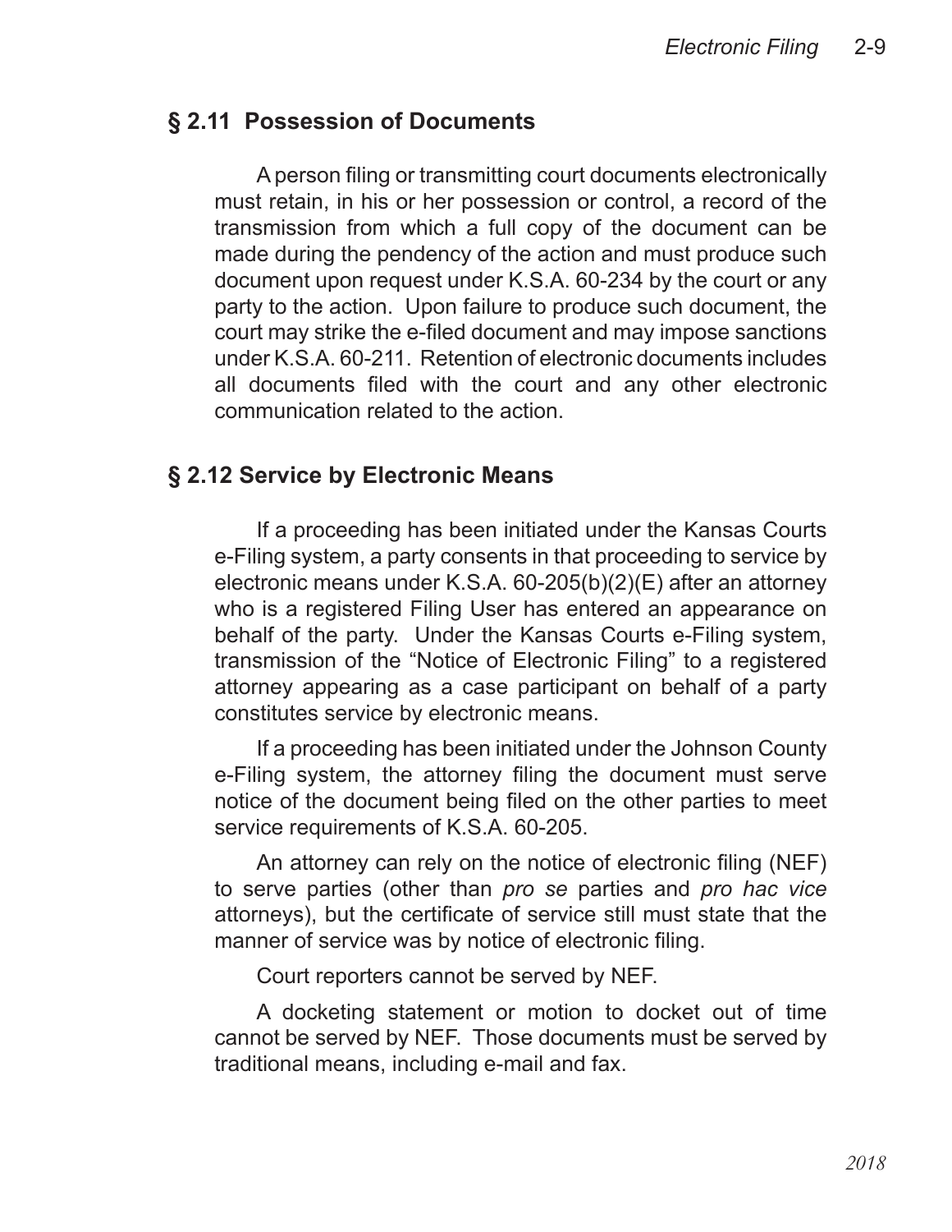## § 2.11 Possession of Documents

A person filing or transmitting court documents electronically must retain, in his or her possession or control, a record of the transmission from which a full copy of the document can be made during the pendency of the action and must produce such document upon request under K.S.A. 60-234 by the court or any party to the action. Upon failure to produce such document, the court may strike the e-filed document and may impose sanctions under K.S.A. 60-211. Retention of electronic documents includes all documents filed with the court and any other electronic communication related to the action.

## § 2.12 Service by Electronic Means

If a proceeding has been initiated under the Kansas Courts e-Filing system, a party consents in that proceeding to service by electronic means under K.S.A. 60-205(b)(2)(E) after an attorney who is a registered Filing User has entered an appearance on behalf of the party. Under the Kansas Courts e-Filing system, transmission of the "Notice of Electronic Filing" to a registered attorney appearing as a case participant on behalf of a party constitutes service by electronic means.

If a proceeding has been initiated under the Johnson County e-Filing system, the attorney filing the document must serve notice of the document being filed on the other parties to meet service requirements of K.S.A. 60-205.

An attorney can rely on the notice of electronic filing (NEF) to serve parties (other than *pro se* parties and *pro hac vice* attorneys), but the certificate of service still must state that the manner of service was by notice of electronic filing.

Court reporters cannot be served by NEF.

A docketing statement or motion to docket out of time cannot be served by NEF. Those documents must be served by traditional means, including e-mail and fax.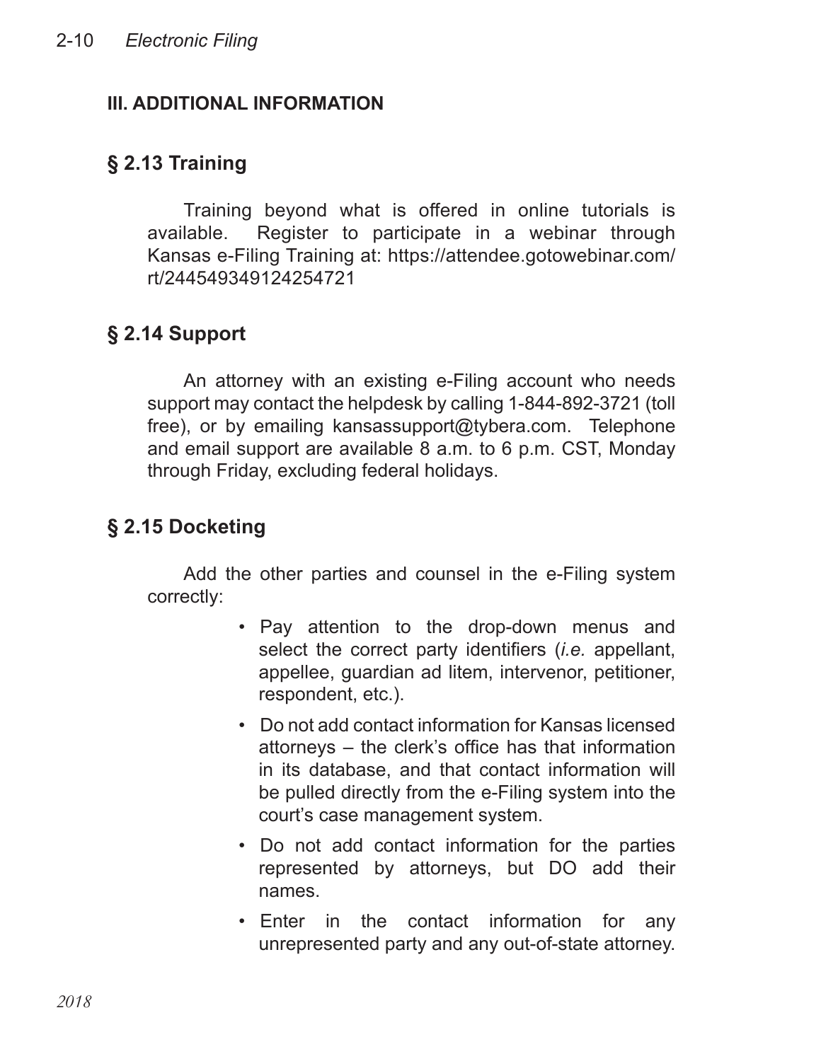## III. ADDITIONAL INFORMATION

### § 2.13 Training

Training beyond what is offered in online tutorials is available. Register to participate in a webinar through Kansas e-Filing Training at: https://attendee.gotowebinar.com/rt/244549349124254721

### § 2.14 Support

An attorney with an existing e-Filing account who needs support may contact the helpdesk by calling 1-844-892-3721 (toll free), or by emailing kansassupport@tybera.com. Telephone and email support are available 8 a.m. to 6 p.m. CST, Monday through Friday, excluding federal holidays.

### § 2.15 Docketing

Add the other parties and counsel in the e-Filing system correctly:

- Pay attention to the drop-down menus and select the correct party identifiers (*i.e.* appellant, appellee, guardian ad litem, intervenor, petitioner, respondent, etc.).
- Do not add contact information for Kansas licensed attorneys – the clerk's office has that information in its database, and that contact information will be pulled directly from the e-Filing system into the court's case management system.
- Do not add contact information for the parties represented by attorneys, but DO add their names.
- Enter in the contact information for any unrepresented party and any out-of-state attorney.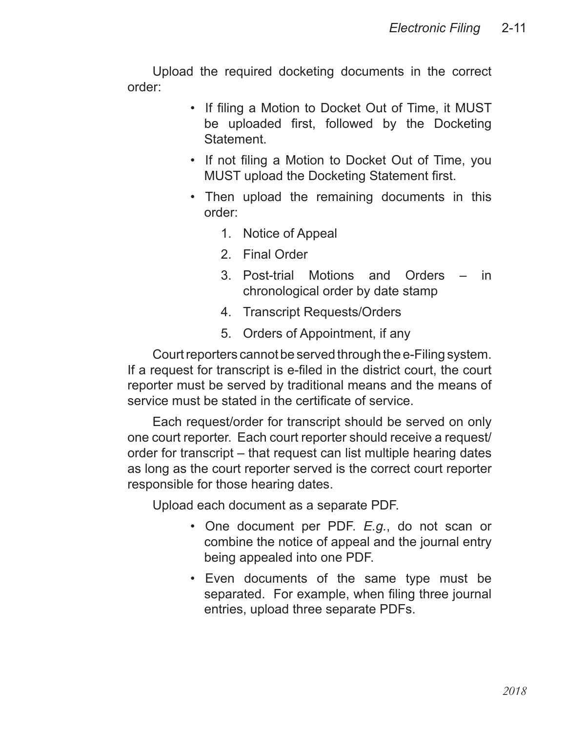Upload the required docketing documents in the correct order:

- If filing a Motion to Docket Out of Time, it MUST be uploaded first, followed by the Docketing Statement.
- If not filing a Motion to Docket Out of Time, you MUST upload the Docketing Statement first.
- Then upload the remaining documents in this order:
  1. Notice of Appeal
  2. Final Order
  3. Post-trial Motions and Orders – in chronological order by date stamp
  4. Transcript Requests/Orders
  5. Orders of Appointment, if any

Court reporters cannot be served through the e-Filing system. If a request for transcript is e-filed in the district court, the court reporter must be served by traditional means and the means of service must be stated in the certificate of service.

Each request/order for transcript should be served on only one court reporter. Each court reporter should receive a request/order for transcript – that request can list multiple hearing dates as long as the court reporter served is the correct court reporter responsible for those hearing dates.

Upload each document as a separate PDF.

- One document per PDF. *E.g.*, do not scan or combine the notice of appeal and the journal entry being appealed into one PDF.
- Even documents of the same type must be separated. For example, when filing three journal entries, upload three separate PDFs.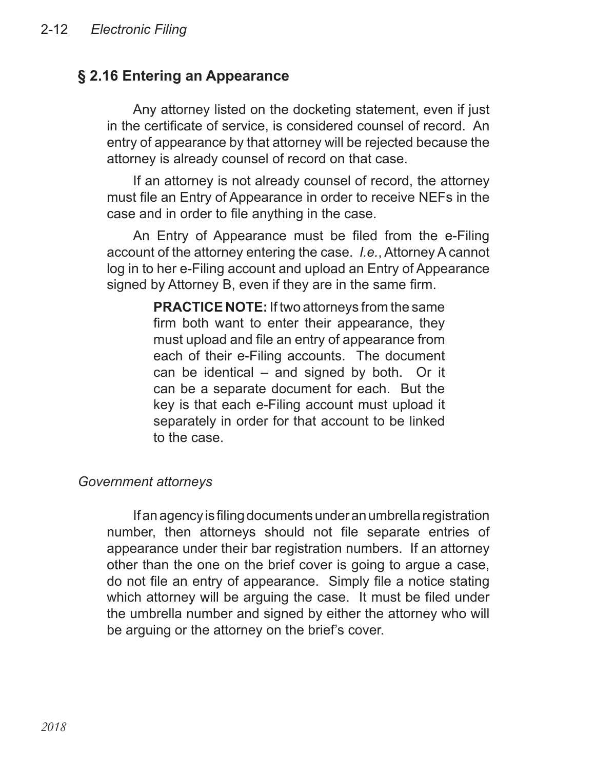## § 2.16 Entering an Appearance

Any attorney listed on the docketing statement, even if just in the certificate of service, is considered counsel of record. An entry of appearance by that attorney will be rejected because the attorney is already counsel of record on that case.

If an attorney is not already counsel of record, the attorney must file an Entry of Appearance in order to receive NEFs in the case and in order to file anything in the case.

An Entry of Appearance must be filed from the e-Filing account of the attorney entering the case. *I.e.*, Attorney A cannot log in to her e-Filing account and upload an Entry of Appearance signed by Attorney B, even if they are in the same firm.

> **PRACTICE NOTE:** If two attorneys from the same firm both want to enter their appearance, they must upload and file an entry of appearance from each of their e-Filing accounts. The document can be identical – and signed by both. Or it can be a separate document for each. But the key is that each e-Filing account must upload it separately in order for that account to be linked to the case.

*Government attorneys*

If an agency is filing documents under an umbrella registration number, then attorneys should not file separate entries of appearance under their bar registration numbers. If an attorney other than the one on the brief cover is going to argue a case, do not file an entry of appearance. Simply file a notice stating which attorney will be arguing the case. It must be filed under the umbrella number and signed by either the attorney who will be arguing or the attorney on the brief's cover.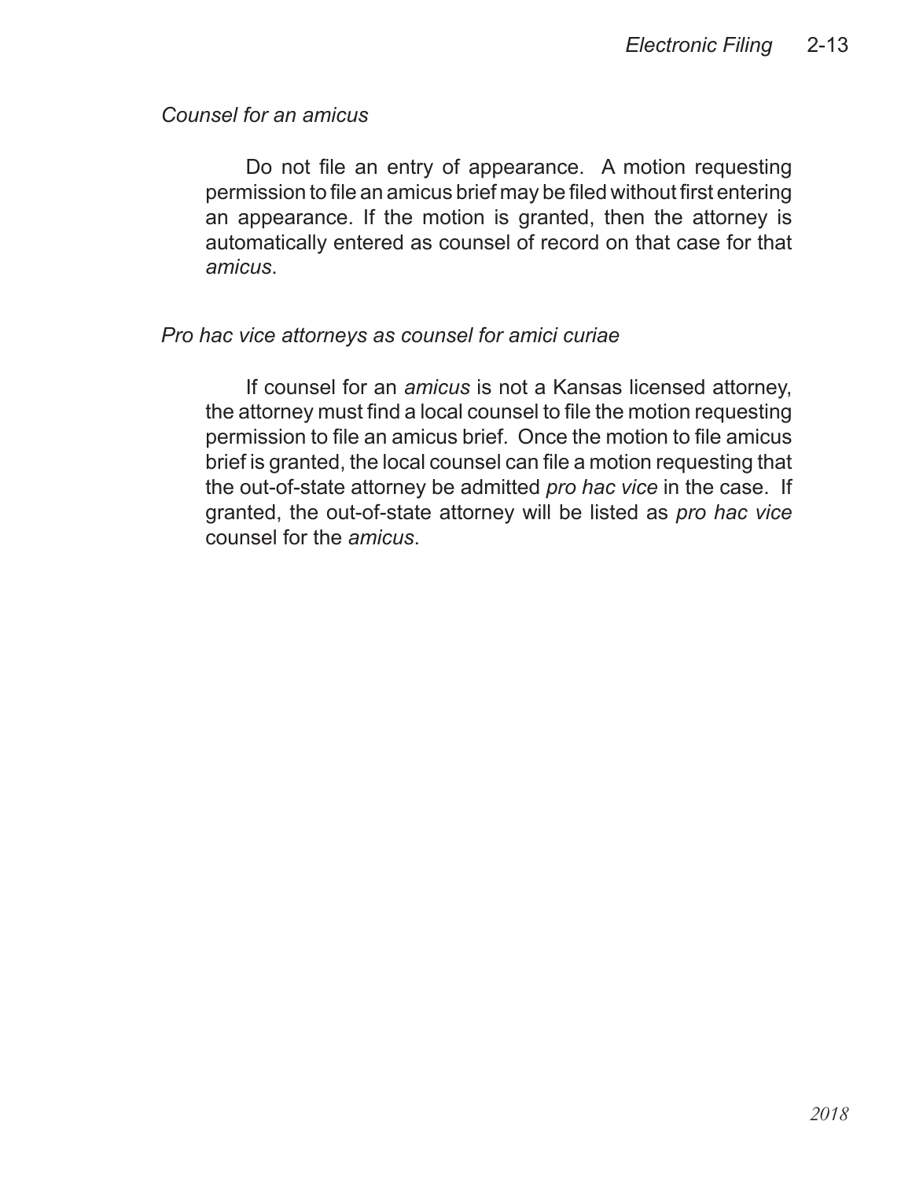*Counsel for an amicus*

Do not file an entry of appearance. A motion requesting permission to file an amicus brief may be filed without first entering an appearance. If the motion is granted, then the attorney is automatically entered as counsel of record on that case for that *amicus*.

*Pro hac vice attorneys as counsel for amici curiae*

If counsel for an *amicus* is not a Kansas licensed attorney, the attorney must find a local counsel to file the motion requesting permission to file an amicus brief. Once the motion to file amicus brief is granted, the local counsel can file a motion requesting that the out-of-state attorney be admitted *pro hac vice* in the case. If granted, the out-of-state attorney will be listed as *pro hac vice* counsel for the *amicus*.